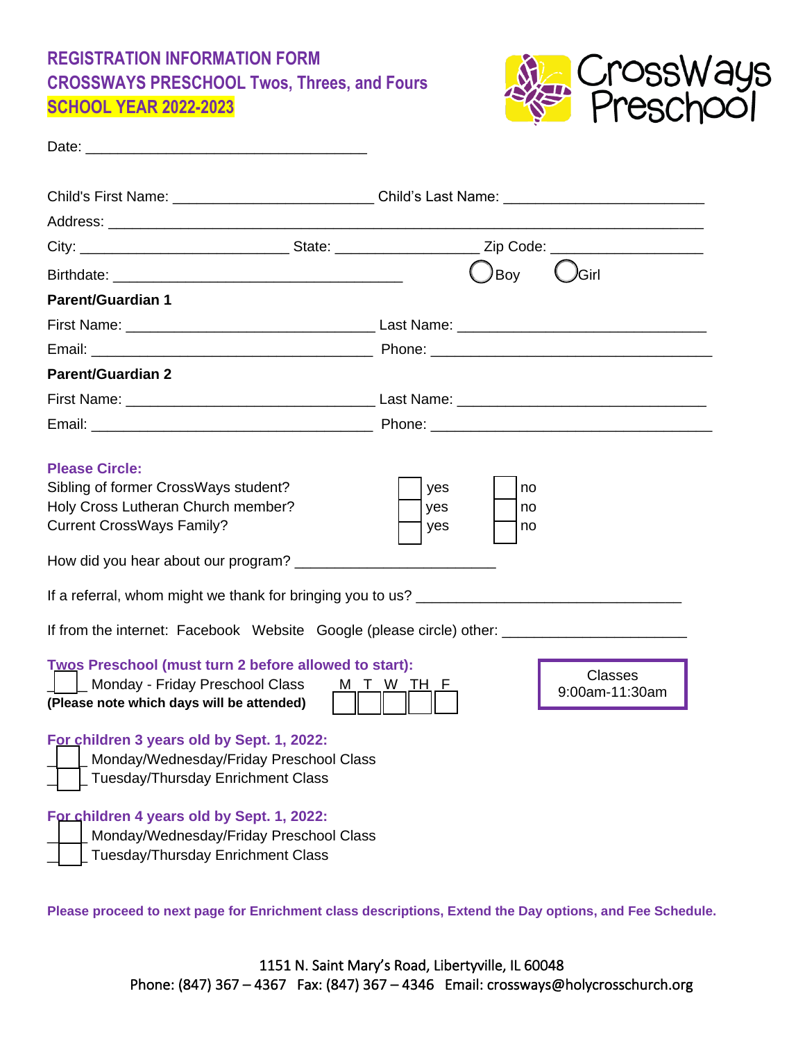# REGISTRATION INFORMATION FORM

## CROSSWAYS PRESCHOOL Twos, Threes, and Fours

## SCHOOL YEAR 2022-2023

CrossWays Preschool

Date: ___________________________________

Child's First Name: ________________________ Child's Last Name: ________________________

Address: ________________________________________________________________________

City: _________________________ State: _________________ Zip Code: __________________

Birthdate: ___________________________________ ◯ Boy ◯ Girl

**Parent/Guardian 1**

First Name: ______________________________ Last Name: ______________________________

Email: __________________________________ Phone: __________________________________

**Parent/Guardian 2**

First Name: ______________________________ Last Name: ______________________________

Email: __________________________________ Phone: __________________________________

**Please Circle:**

| | | |
|---|---|---|
| Sibling of former CrossWays student? | ☐ yes | ☐ no |
| Holy Cross Lutheran Church member? | ☐ yes | ☐ no |
| Current CrossWays Family? | ☐ yes | ☐ no |

How did you hear about our program? ________________________

If a referral, whom might we thank for bringing you to us? ________________________________

If from the internet: Facebook Website Google (please circle) other: ______________________

**Twos Preschool (must turn 2 before allowed to start):**

☐ Monday - Friday Preschool Class M ☐ T ☐ W ☐ TH ☐ F ☐

**(Please note which days will be attended)**

Classes
9:00am-11:30am

**For children 3 years old by Sept. 1, 2022:**

☐ Monday/Wednesday/Friday Preschool Class

☐ Tuesday/Thursday Enrichment Class

**For children 4 years old by Sept. 1, 2022:**

☐ Monday/Wednesday/Friday Preschool Class

☐ Tuesday/Thursday Enrichment Class

**Please proceed to next page for Enrichment class descriptions, Extend the Day options, and Fee Schedule.**

1151 N. Saint Mary's Road, Libertyville, IL 60048

Phone: (847) 367 – 4367 Fax: (847) 367 – 4346 Email: crossways@holycrosschurch.org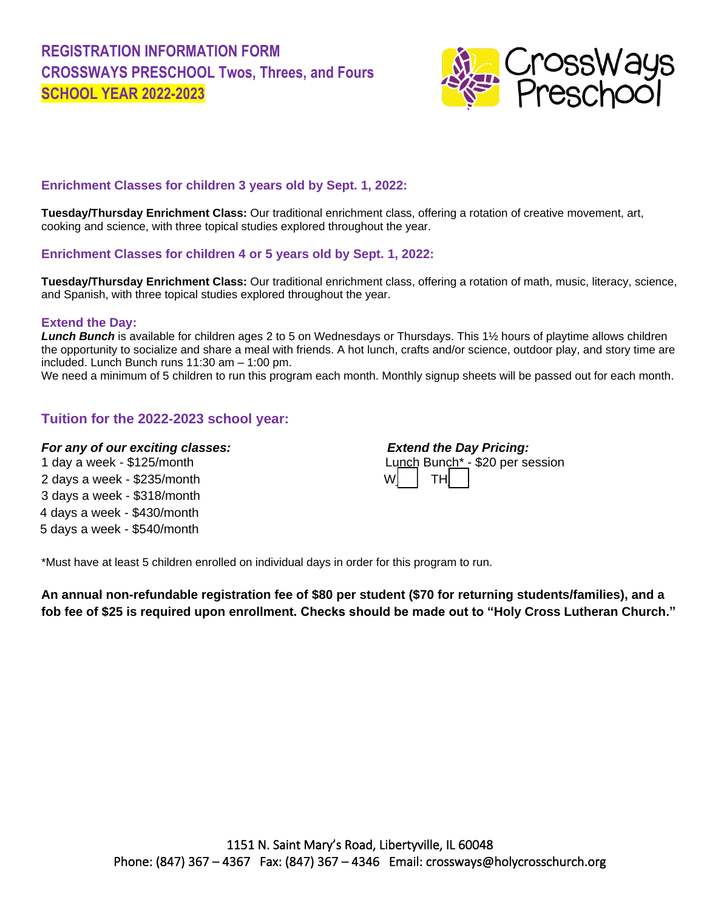# REGISTRATION INFORMATION FORM
# CROSSWAYS PRESCHOOL Twos, Threes, and Fours
# SCHOOL YEAR 2022-2023

CrossWays Preschool

### Enrichment Classes for children 3 years old by Sept. 1, 2022:

**Tuesday/Thursday Enrichment Class:** Our traditional enrichment class, offering a rotation of creative movement, art, cooking and science, with three topical studies explored throughout the year.

### Enrichment Classes for children 4 or 5 years old by Sept. 1, 2022:

**Tuesday/Thursday Enrichment Class:** Our traditional enrichment class, offering a rotation of math, music, literacy, science, and Spanish, with three topical studies explored throughout the year.

### Extend the Day:

***Lunch Bunch*** is available for children ages 2 to 5 on Wednesdays or Thursdays. This 1½ hours of playtime allows children the opportunity to socialize and share a meal with friends. A hot lunch, crafts and/or science, outdoor play, and story time are included. Lunch Bunch runs 11:30 am – 1:00 pm.
We need a minimum of 5 children to run this program each month. Monthly signup sheets will be passed out for each month.

## Tuition for the 2022-2023 school year:

***For any of our exciting classes:***

1 day a week - $125/month
2 days a week - $235/month
3 days a week - $318/month
4 days a week - $430/month
5 days a week - $540/month

***Extend the Day Pricing:***

Lunch Bunch* - $20 per session
W ☐ TH ☐

*Must have at least 5 children enrolled on individual days in order for this program to run.

**An annual non-refundable registration fee of $80 per student ($70 for returning students/families), and a fob fee of $25 is required upon enrollment. Checks should be made out to "Holy Cross Lutheran Church."**

1151 N. Saint Mary's Road, Libertyville, IL 60048
Phone: (847) 367 – 4367 Fax: (847) 367 – 4346 Email: crossways@holycrosschurch.org